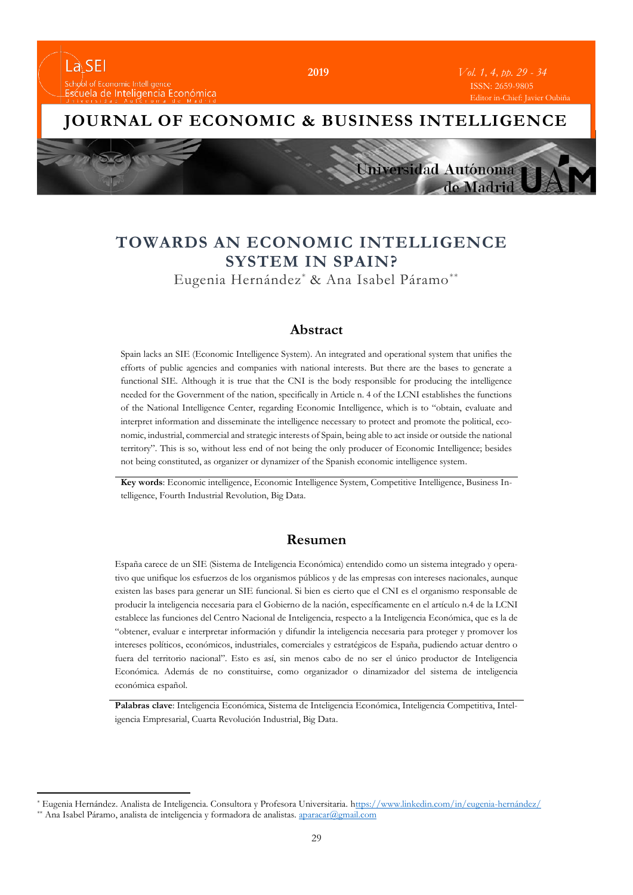# TOWARDS AN ECONOMIC INTELLIGENCE SYSTEM IN SPAIN?

Eugenia Hernández[*] & Ana Isabel Páramo[**]

## Abstract

Spain lacks an SIE (Economic Intelligence System). An integrated and operational system that unifies the efforts of public agencies and companies with national interests. But there are the bases to generate a functional SIE. Although it is true that the CNI is the body responsible for producing the intelligence needed for the Government of the nation, specifically in Article n. 4 of the LCNI establishes the functions of the National Intelligence Center, regarding Economic Intelligence, which is to "obtain, evaluate and interpret information and disseminate the intelligence necessary to protect and promote the political, economic, industrial, commercial and strategic interests of Spain, being able to act inside or outside the national territory". This is so, without less end of not being the only producer of Economic Intelligence; besides not being constituted, as organizer or dynamizer of the Spanish economic intelligence system.

**Key words**: Economic intelligence, Economic Intelligence System, Competitive Intelligence, Business Intelligence, Fourth Industrial Revolution, Big Data.

## Resumen

España carece de un SIE (Sistema de Inteligencia Económica) entendido como un sistema integrado y operativo que unifique los esfuerzos de los organismos públicos y de las empresas con intereses nacionales, aunque existen las bases para generar un SIE funcional. Si bien es cierto que el CNI es el organismo responsable de producir la inteligencia necesaria para el Gobierno de la nación, específicamente en el artículo n.4 de la LCNI establece las funciones del Centro Nacional de Inteligencia, respecto a la Inteligencia Económica, que es la de "obtener, evaluar e interpretar información y difundir la inteligencia necesaria para proteger y promover los intereses políticos, económicos, industriales, comerciales y estratégicos de España, pudiendo actuar dentro o fuera del territorio nacional". Esto es así, sin menos cabo de no ser el único productor de Inteligencia Económica. Además de no constituirse, como organizador o dinamizador del sistema de inteligencia económica español.

**Palabras clave**: Inteligencia Económica, Sistema de Inteligencia Económica, Inteligencia Competitiva, Inteligencia Empresarial, Cuarta Revolución Industrial, Big Data.

---

[*] Eugenia Hernández. Analista de Inteligencia. Consultora y Profesora Universitaria. https://www.linkedin.com/in/eugenia-hernández/

[**] Ana Isabel Páramo, analista de inteligencia y formadora de analistas. aparacar@gmail.com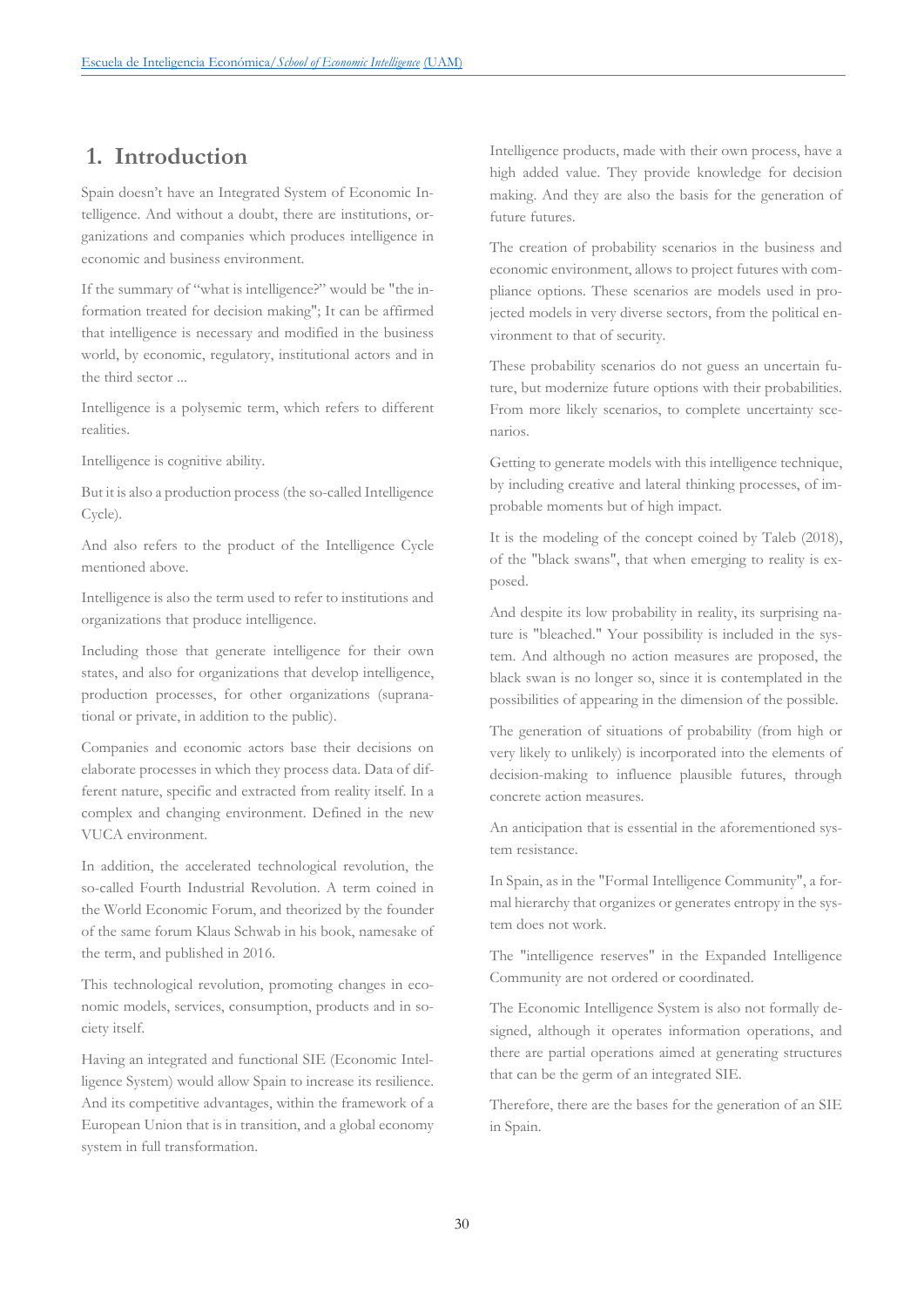## 1. Introduction

Spain doesn't have an Integrated System of Economic Intelligence. And without a doubt, there are institutions, organizations and companies which produces intelligence in economic and business environment.

If the summary of "what is intelligence?" would be "the information treated for decision making"; It can be affirmed that intelligence is necessary and modified in the business world, by economic, regulatory, institutional actors and in the third sector ...

Intelligence is a polysemic term, which refers to different realities.

Intelligence is cognitive ability.

But it is also a production process (the so-called Intelligence Cycle).

And also refers to the product of the Intelligence Cycle mentioned above.

Intelligence is also the term used to refer to institutions and organizations that produce intelligence.

Including those that generate intelligence for their own states, and also for organizations that develop intelligence, production processes, for other organizations (supranational or private, in addition to the public).

Companies and economic actors base their decisions on elaborate processes in which they process data. Data of different nature, specific and extracted from reality itself. In a complex and changing environment. Defined in the new VUCA environment.

In addition, the accelerated technological revolution, the so-called Fourth Industrial Revolution. A term coined in the World Economic Forum, and theorized by the founder of the same forum Klaus Schwab in his book, namesake of the term, and published in 2016.

This technological revolution, promoting changes in economic models, services, consumption, products and in society itself.

Having an integrated and functional SIE (Economic Intelligence System) would allow Spain to increase its resilience. And its competitive advantages, within the framework of a European Union that is in transition, and a global economy system in full transformation.

Intelligence products, made with their own process, have a high added value. They provide knowledge for decision making. And they are also the basis for the generation of future futures.

The creation of probability scenarios in the business and economic environment, allows to project futures with compliance options. These scenarios are models used in projected models in very diverse sectors, from the political environment to that of security.

These probability scenarios do not guess an uncertain future, but modernize future options with their probabilities. From more likely scenarios, to complete uncertainty scenarios.

Getting to generate models with this intelligence technique, by including creative and lateral thinking processes, of improbable moments but of high impact.

It is the modeling of the concept coined by Taleb (2018), of the "black swans", that when emerging to reality is exposed.

And despite its low probability in reality, its surprising nature is "bleached." Your possibility is included in the system. And although no action measures are proposed, the black swan is no longer so, since it is contemplated in the possibilities of appearing in the dimension of the possible.

The generation of situations of probability (from high or very likely to unlikely) is incorporated into the elements of decision-making to influence plausible futures, through concrete action measures.

An anticipation that is essential in the aforementioned system resistance.

In Spain, as in the "Formal Intelligence Community", a formal hierarchy that organizes or generates entropy in the system does not work.

The "intelligence reserves" in the Expanded Intelligence Community are not ordered or coordinated.

The Economic Intelligence System is also not formally designed, although it operates information operations, and there are partial operations aimed at generating structures that can be the germ of an integrated SIE.

Therefore, there are the bases for the generation of an SIE in Spain.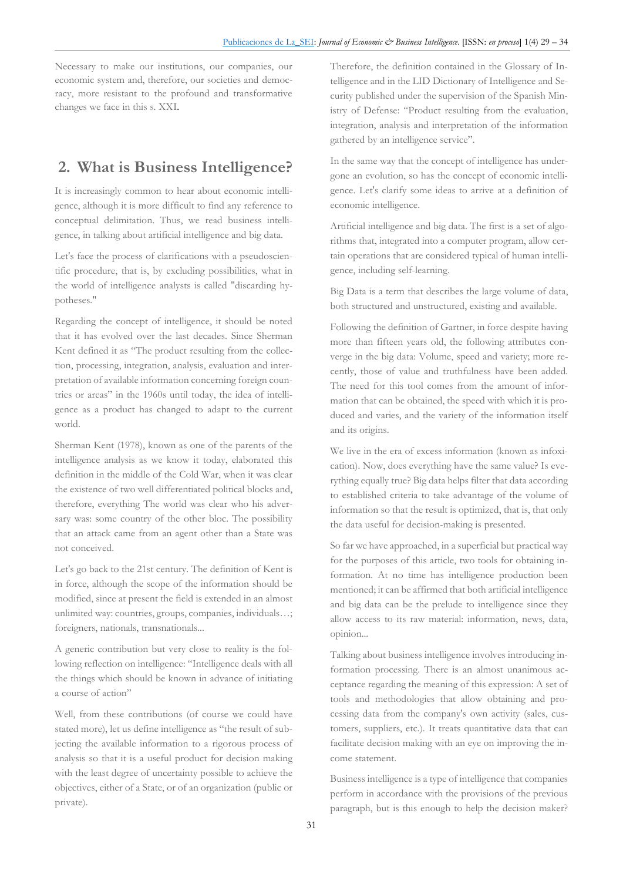Necessary to make our institutions, our companies, our economic system and, therefore, our societies and democracy, more resistant to the profound and transformative changes we face in this s. XXI.

## 2. What is Business Intelligence?

It is increasingly common to hear about economic intelligence, although it is more difficult to find any reference to conceptual delimitation. Thus, we read business intelligence, in talking about artificial intelligence and big data.

Let's face the process of clarifications with a pseudoscientific procedure, that is, by excluding possibilities, what in the world of intelligence analysts is called "discarding hypotheses."

Regarding the concept of intelligence, it should be noted that it has evolved over the last decades. Since Sherman Kent defined it as "The product resulting from the collection, processing, integration, analysis, evaluation and interpretation of available information concerning foreign countries or areas" in the 1960s until today, the idea of intelligence as a product has changed to adapt to the current world.

Sherman Kent (1978), known as one of the parents of the intelligence analysis as we know it today, elaborated this definition in the middle of the Cold War, when it was clear the existence of two well differentiated political blocks and, therefore, everything The world was clear who his adversary was: some country of the other bloc. The possibility that an attack came from an agent other than a State was not conceived.

Let's go back to the 21st century. The definition of Kent is in force, although the scope of the information should be modified, since at present the field is extended in an almost unlimited way: countries, groups, companies, individuals…; foreigners, nationals, transnationals...

A generic contribution but very close to reality is the following reflection on intelligence: "Intelligence deals with all the things which should be known in advance of initiating a course of action"

Well, from these contributions (of course we could have stated more), let us define intelligence as "the result of subjecting the available information to a rigorous process of analysis so that it is a useful product for decision making with the least degree of uncertainty possible to achieve the objectives, either of a State, or of an organization (public or private).

Therefore, the definition contained in the Glossary of Intelligence and in the LID Dictionary of Intelligence and Security published under the supervision of the Spanish Ministry of Defense: "Product resulting from the evaluation, integration, analysis and interpretation of the information gathered by an intelligence service".

In the same way that the concept of intelligence has undergone an evolution, so has the concept of economic intelligence. Let's clarify some ideas to arrive at a definition of economic intelligence.

Artificial intelligence and big data. The first is a set of algorithms that, integrated into a computer program, allow certain operations that are considered typical of human intelligence, including self-learning.

Big Data is a term that describes the large volume of data, both structured and unstructured, existing and available.

Following the definition of Gartner, in force despite having more than fifteen years old, the following attributes converge in the big data: Volume, speed and variety; more recently, those of value and truthfulness have been added. The need for this tool comes from the amount of information that can be obtained, the speed with which it is produced and varies, and the variety of the information itself and its origins.

We live in the era of excess information (known as infoxication). Now, does everything have the same value? Is everything equally true? Big data helps filter that data according to established criteria to take advantage of the volume of information so that the result is optimized, that is, that only the data useful for decision-making is presented.

So far we have approached, in a superficial but practical way for the purposes of this article, two tools for obtaining information. At no time has intelligence production been mentioned; it can be affirmed that both artificial intelligence and big data can be the prelude to intelligence since they allow access to its raw material: information, news, data, opinion...

Talking about business intelligence involves introducing information processing. There is an almost unanimous acceptance regarding the meaning of this expression: A set of tools and methodologies that allow obtaining and processing data from the company's own activity (sales, customers, suppliers, etc.). It treats quantitative data that can facilitate decision making with an eye on improving the income statement.

Business intelligence is a type of intelligence that companies perform in accordance with the provisions of the previous paragraph, but is this enough to help the decision maker?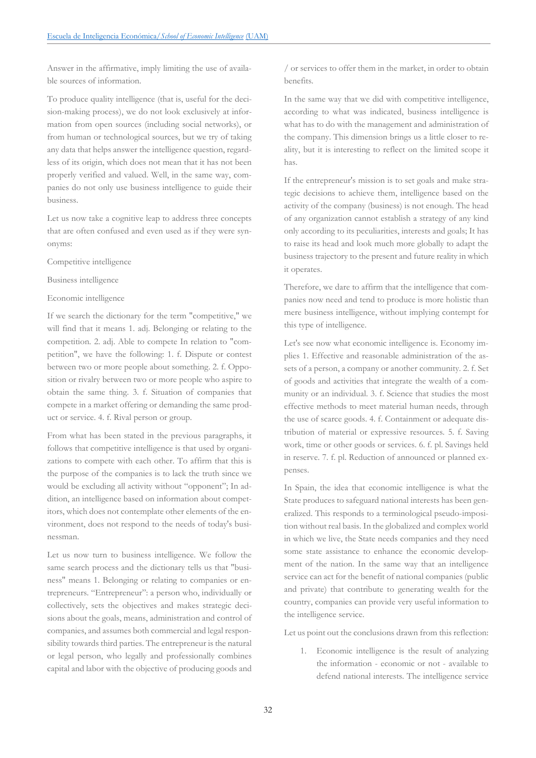Answer in the affirmative, imply limiting the use of available sources of information.

To produce quality intelligence (that is, useful for the decision-making process), we do not look exclusively at information from open sources (including social networks), or from human or technological sources, but we try of taking any data that helps answer the intelligence question, regardless of its origin, which does not mean that it has not been properly verified and valued. Well, in the same way, companies do not only use business intelligence to guide their business.

Let us now take a cognitive leap to address three concepts that are often confused and even used as if they were synonyms:

Competitive intelligence

Business intelligence

Economic intelligence

If we search the dictionary for the term "competitive," we will find that it means 1. adj. Belonging or relating to the competition. 2. adj. Able to compete In relation to "competition", we have the following: 1. f. Dispute or contest between two or more people about something. 2. f. Opposition or rivalry between two or more people who aspire to obtain the same thing. 3. f. Situation of companies that compete in a market offering or demanding the same product or service. 4. f. Rival person or group.

From what has been stated in the previous paragraphs, it follows that competitive intelligence is that used by organizations to compete with each other. To affirm that this is the purpose of the companies is to lack the truth since we would be excluding all activity without "opponent"; In addition, an intelligence based on information about competitors, which does not contemplate other elements of the environment, does not respond to the needs of today's businessman.

Let us now turn to business intelligence. We follow the same search process and the dictionary tells us that "business" means 1. Belonging or relating to companies or entrepreneurs. "Entrepreneur": a person who, individually or collectively, sets the objectives and makes strategic decisions about the goals, means, administration and control of companies, and assumes both commercial and legal responsibility towards third parties. The entrepreneur is the natural or legal person, who legally and professionally combines capital and labor with the objective of producing goods and / or services to offer them in the market, in order to obtain benefits.

In the same way that we did with competitive intelligence, according to what was indicated, business intelligence is what has to do with the management and administration of the company. This dimension brings us a little closer to reality, but it is interesting to reflect on the limited scope it has.

If the entrepreneur's mission is to set goals and make strategic decisions to achieve them, intelligence based on the activity of the company (business) is not enough. The head of any organization cannot establish a strategy of any kind only according to its peculiarities, interests and goals; It has to raise its head and look much more globally to adapt the business trajectory to the present and future reality in which it operates.

Therefore, we dare to affirm that the intelligence that companies now need and tend to produce is more holistic than mere business intelligence, without implying contempt for this type of intelligence.

Let's see now what economic intelligence is. Economy implies 1. Effective and reasonable administration of the assets of a person, a company or another community. 2. f. Set of goods and activities that integrate the wealth of a community or an individual. 3. f. Science that studies the most effective methods to meet material human needs, through the use of scarce goods. 4. f. Containment or adequate distribution of material or expressive resources. 5. f. Saving work, time or other goods or services. 6. f. pl. Savings held in reserve. 7. f. pl. Reduction of announced or planned expenses.

In Spain, the idea that economic intelligence is what the State produces to safeguard national interests has been generalized. This responds to a terminological pseudo-imposition without real basis. In the globalized and complex world in which we live, the State needs companies and they need some state assistance to enhance the economic development of the nation. In the same way that an intelligence service can act for the benefit of national companies (public and private) that contribute to generating wealth for the country, companies can provide very useful information to the intelligence service.

Let us point out the conclusions drawn from this reflection:

1. Economic intelligence is the result of analyzing the information - economic or not - available to defend national interests. The intelligence service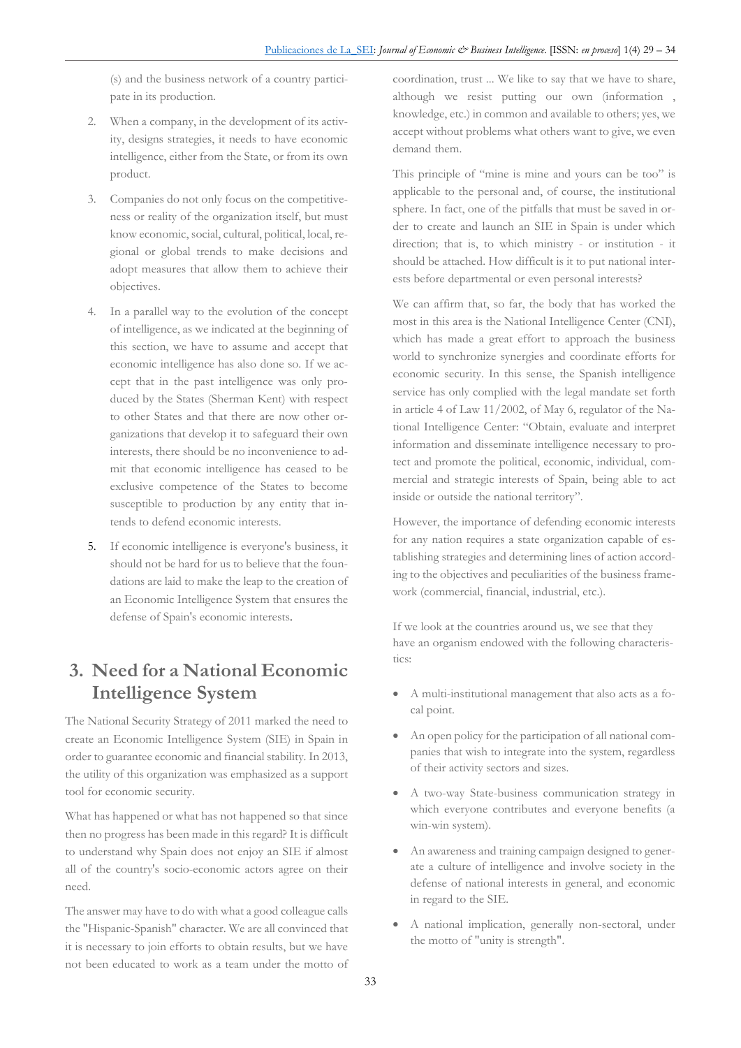(s) and the business network of a country participate in its production.

2. When a company, in the development of its activity, designs strategies, it needs to have economic intelligence, either from the State, or from its own product.

3. Companies do not only focus on the competitiveness or reality of the organization itself, but must know economic, social, cultural, political, local, regional or global trends to make decisions and adopt measures that allow them to achieve their objectives.

4. In a parallel way to the evolution of the concept of intelligence, as we indicated at the beginning of this section, we have to assume and accept that economic intelligence has also done so. If we accept that in the past intelligence was only produced by the States (Sherman Kent) with respect to other States and that there are now other organizations that develop it to safeguard their own interests, there should be no inconvenience to admit that economic intelligence has ceased to be exclusive competence of the States to become susceptible to production by any entity that intends to defend economic interests.

5. If economic intelligence is everyone's business, it should not be hard for us to believe that the foundations are laid to make the leap to the creation of an Economic Intelligence System that ensures the defense of Spain's economic interests.

## 3. Need for a National Economic Intelligence System

The National Security Strategy of 2011 marked the need to create an Economic Intelligence System (SIE) in Spain in order to guarantee economic and financial stability. In 2013, the utility of this organization was emphasized as a support tool for economic security.

What has happened or what has not happened so that since then no progress has been made in this regard? It is difficult to understand why Spain does not enjoy an SIE if almost all of the country's socio-economic actors agree on their need.

The answer may have to do with what a good colleague calls the "Hispanic-Spanish" character. We are all convinced that it is necessary to join efforts to obtain results, but we have not been educated to work as a team under the motto of coordination, trust ... We like to say that we have to share, although we resist putting our own (information , knowledge, etc.) in common and available to others; yes, we accept without problems what others want to give, we even demand them.

This principle of "mine is mine and yours can be too" is applicable to the personal and, of course, the institutional sphere. In fact, one of the pitfalls that must be saved in order to create and launch an SIE in Spain is under which direction; that is, to which ministry - or institution - it should be attached. How difficult is it to put national interests before departmental or even personal interests?

We can affirm that, so far, the body that has worked the most in this area is the National Intelligence Center (CNI), which has made a great effort to approach the business world to synchronize synergies and coordinate efforts for economic security. In this sense, the Spanish intelligence service has only complied with the legal mandate set forth in article 4 of Law 11/2002, of May 6, regulator of the National Intelligence Center: "Obtain, evaluate and interpret information and disseminate intelligence necessary to protect and promote the political, economic, individual, commercial and strategic interests of Spain, being able to act inside or outside the national territory".

However, the importance of defending economic interests for any nation requires a state organization capable of establishing strategies and determining lines of action according to the objectives and peculiarities of the business framework (commercial, financial, industrial, etc.).

If we look at the countries around us, we see that they have an organism endowed with the following characteristics:

- A multi-institutional management that also acts as a focal point.
- An open policy for the participation of all national companies that wish to integrate into the system, regardless of their activity sectors and sizes.
- A two-way State-business communication strategy in which everyone contributes and everyone benefits (a win-win system).
- An awareness and training campaign designed to generate a culture of intelligence and involve society in the defense of national interests in general, and economic in regard to the SIE.
- A national implication, generally non-sectoral, under the motto of "unity is strength".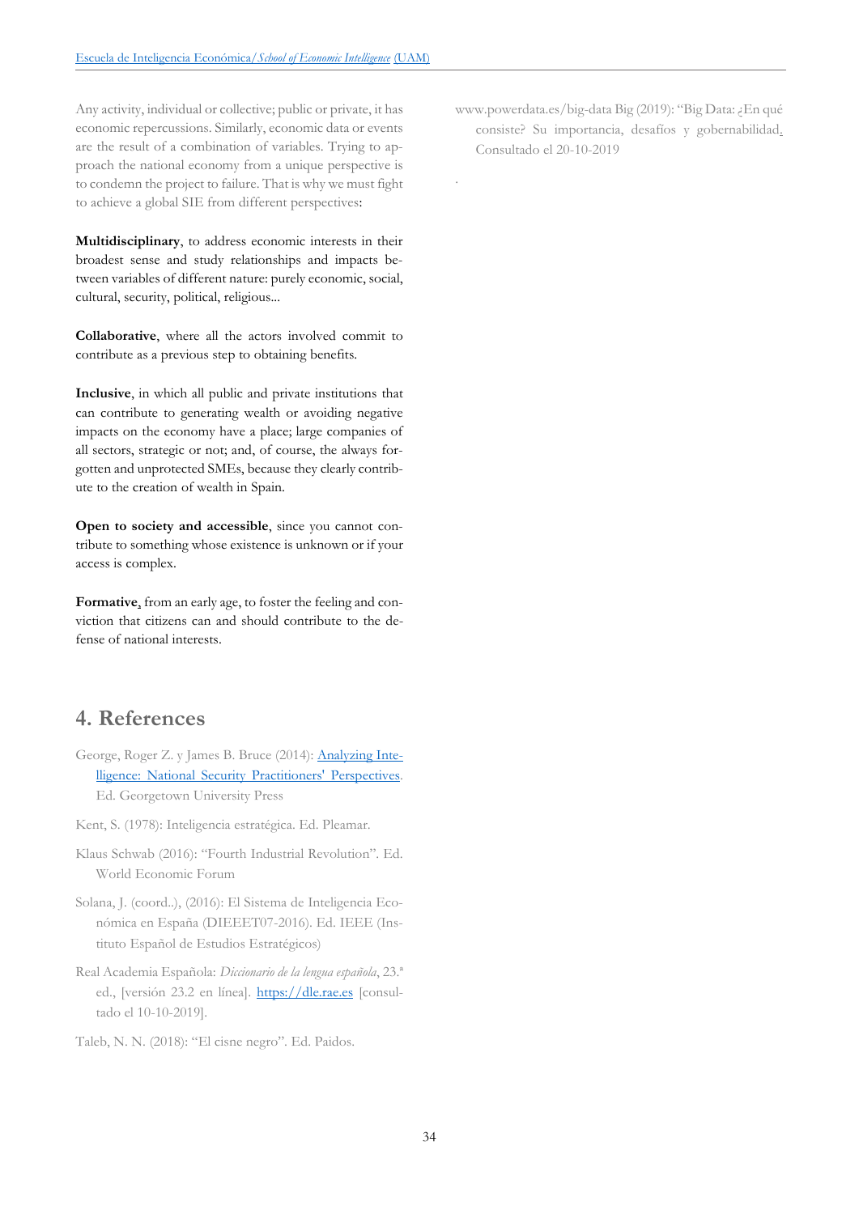Any activity, individual or collective; public or private, it has economic repercussions. Similarly, economic data or events are the result of a combination of variables. Trying to approach the national economy from a unique perspective is to condemn the project to failure. That is why we must fight to achieve a global SIE from different perspectives:

**Multidisciplinary**, to address economic interests in their broadest sense and study relationships and impacts between variables of different nature: purely economic, social, cultural, security, political, religious...

**Collaborative**, where all the actors involved commit to contribute as a previous step to obtaining benefits.

**Inclusive**, in which all public and private institutions that can contribute to generating wealth or avoiding negative impacts on the economy have a place; large companies of all sectors, strategic or not; and, of course, the always forgotten and unprotected SMEs, because they clearly contribute to the creation of wealth in Spain.

**Open to society and accessible**, since you cannot contribute to something whose existence is unknown or if your access is complex.

**Formative**, from an early age, to foster the feeling and conviction that citizens can and should contribute to the defense of national interests.

## 4. References

George, Roger Z. y James B. Bruce (2014): Analyzing Intelligence: National Security Practitioners' Perspectives. Ed. Georgetown University Press

Kent, S. (1978): Inteligencia estratégica. Ed. Pleamar.

Klaus Schwab (2016): "Fourth Industrial Revolution". Ed. World Economic Forum

Solana, J. (coord..), (2016): El Sistema de Inteligencia Económica en España (DIEEET07-2016). Ed. IEEE (Instituto Español de Estudios Estratégicos)

Real Academia Española: *Diccionario de la lengua española*, 23.ª ed., [versión 23.2 en línea]. https://dle.rae.es [consultado el 10-10-2019].

Taleb, N. N. (2018): "El cisne negro". Ed. Paidos.

www.powerdata.es/big-data Big (2019): "Big Data: ¿En qué consiste? Su importancia, desafíos y gobernabilidad. Consultado el 20-10-2019